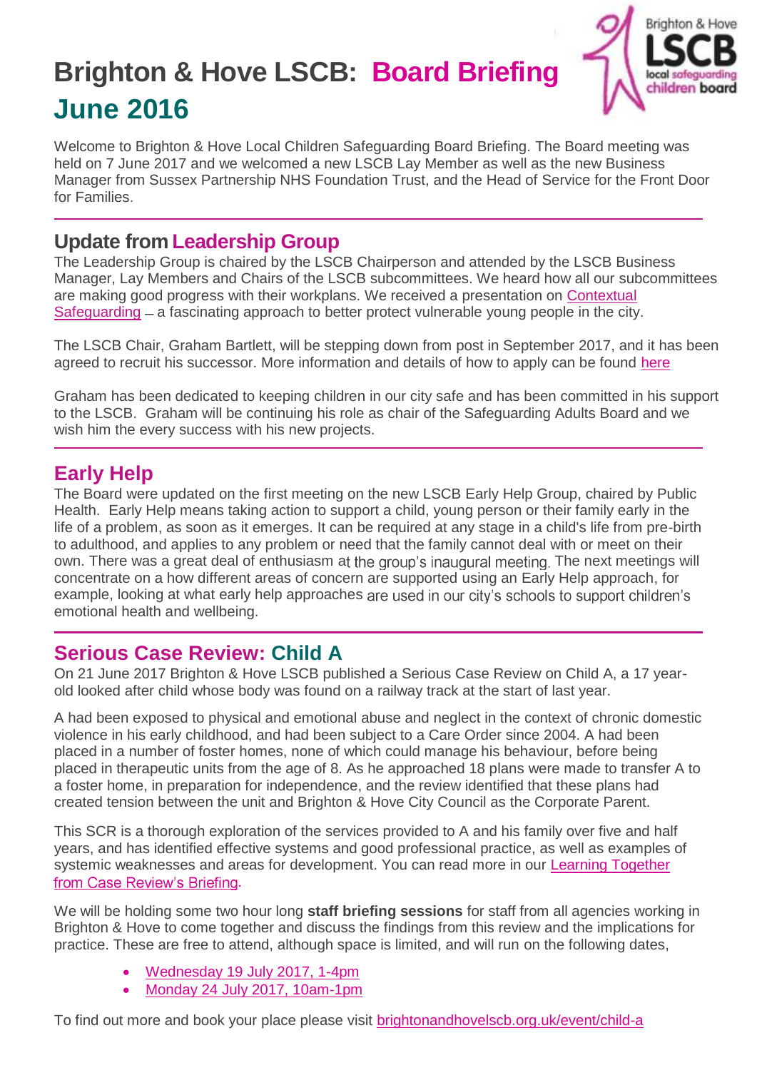# Brighton & Hove LSCB: Board Briefing June 2016

Welcome to Brighton & Hove Local Children Safeguarding Board Briefing. The Board meeting was held on 7 June 2017 and we welcomed a new LSCB Lay Member as well as the new Business Manager from Sussex Partnership NHS Foundation Trust, and the Head of Service for the Front Door for Families.

## Update from Leadership Group

The Leadership Group is chaired by the LSCB Chairperson and attended by the LSCB Business Manager, Lay Members and Chairs of the LSCB subcommittees. We heard how all our subcommittees are making good progress with their workplans. We received a presentation on Contextual Safeguarding – a fascinating approach to better protect vulnerable young people in the city.

The LSCB Chair, Graham Bartlett, will be stepping down from post in September 2017, and it has been agreed to recruit his successor. More information and details of how to apply can be found here

Graham has been dedicated to keeping children in our city safe and has been committed in his support to the LSCB. Graham will be continuing his role as chair of the Safeguarding Adults Board and we wish him the every success with his new projects.

## Early Help

The Board were updated on the first meeting on the new LSCB Early Help Group, chaired by Public Health. Early Help means taking action to support a child, young person or their family early in the life of a problem, as soon as it emerges. It can be required at any stage in a child's life from pre-birth to adulthood, and applies to any problem or need that the family cannot deal with or meet on their own. There was a great deal of enthusiasm at the group's inaugural meeting. The next meetings will concentrate on a how different areas of concern are supported using an Early Help approach, for example, looking at what early help approaches are used in our city's schools to support children's emotional health and wellbeing.

## Serious Case Review: Child A

On 21 June 2017 Brighton & Hove LSCB published a Serious Case Review on Child A, a 17 year-old looked after child whose body was found on a railway track at the start of last year.

A had been exposed to physical and emotional abuse and neglect in the context of chronic domestic violence in his early childhood, and had been subject to a Care Order since 2004. A had been placed in a number of foster homes, none of which could manage his behaviour, before being placed in therapeutic units from the age of 8. As he approached 18 plans were made to transfer A to a foster home, in preparation for independence, and the review identified that these plans had created tension between the unit and Brighton & Hove City Council as the Corporate Parent.

This SCR is a thorough exploration of the services provided to A and his family over five and half years, and has identified effective systems and good professional practice, as well as examples of systemic weaknesses and areas for development. You can read more in our Learning Together from Case Review's Briefing.

We will be holding some two hour long **staff briefing sessions** for staff from all agencies working in Brighton & Hove to come together and discuss the findings from this review and the implications for practice. These are free to attend, although space is limited, and will run on the following dates,

- Wednesday 19 July 2017, 1-4pm
- Monday 24 July 2017, 10am-1pm

To find out more and book your place please visit brightonandhovelscb.org.uk/event/child-a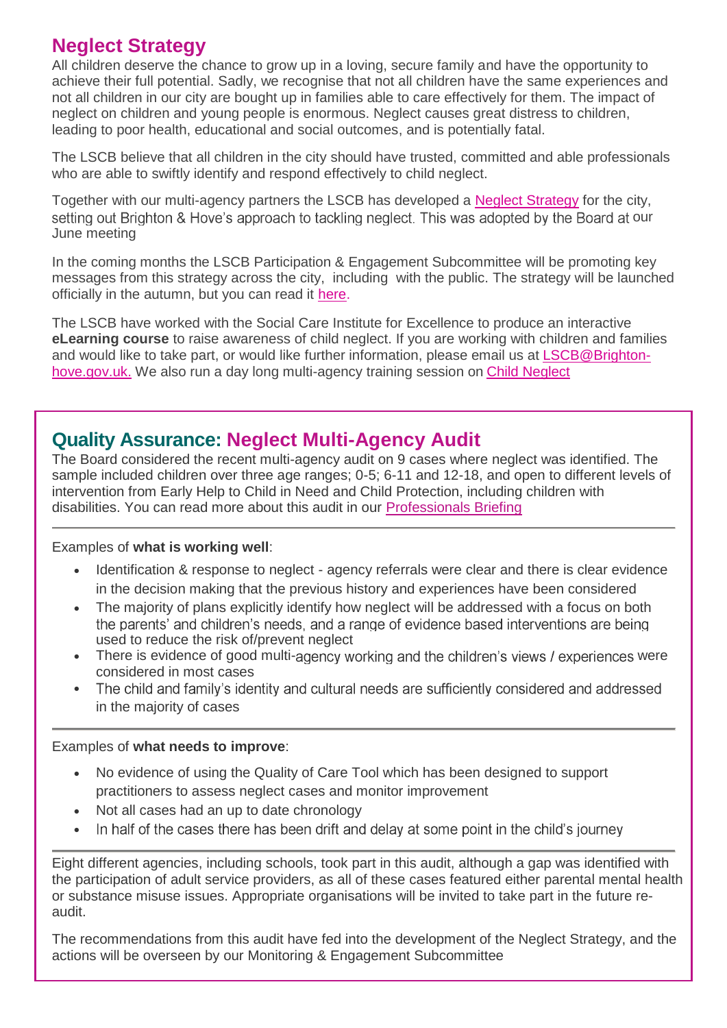## Neglect Strategy

All children deserve the chance to grow up in a loving, secure family and have the opportunity to achieve their full potential. Sadly, we recognise that not all children have the same experiences and not all children in our city are bought up in families able to care effectively for them. The impact of neglect on children and young people is enormous. Neglect causes great distress to children, leading to poor health, educational and social outcomes, and is potentially fatal.

The LSCB believe that all children in the city should have trusted, committed and able professionals who are able to swiftly identify and respond effectively to child neglect.

Together with our multi-agency partners the LSCB has developed a Neglect Strategy for the city, setting out Brighton & Hove's approach to tackling neglect. This was adopted by the Board at our June meeting

In the coming months the LSCB Participation & Engagement Subcommittee will be promoting key messages from this strategy across the city, including with the public. The strategy will be launched officially in the autumn, but you can read it here.

The LSCB have worked with the Social Care Institute for Excellence to produce an interactive **eLearning course** to raise awareness of child neglect. If you are working with children and families and would like to take part, or would like further information, please email us at LSCB@Brighton-hove.gov.uk. We also run a day long multi-agency training session on Child Neglect

## Quality Assurance: Neglect Multi-Agency Audit

The Board considered the recent multi-agency audit on 9 cases where neglect was identified. The sample included children over three age ranges; 0-5; 6-11 and 12-18, and open to different levels of intervention from Early Help to Child in Need and Child Protection, including children with disabilities. You can read more about this audit in our Professionals Briefing

Examples of **what is working well**:

- Identification & response to neglect - agency referrals were clear and there is clear evidence in the decision making that the previous history and experiences have been considered
- The majority of plans explicitly identify how neglect will be addressed with a focus on both the parents' and children's needs, and a range of evidence based interventions are being used to reduce the risk of/prevent neglect
- There is evidence of good multi-agency working and the children's views / experiences were considered in most cases
- The child and family's identity and cultural needs are sufficiently considered and addressed in the majority of cases

Examples of **what needs to improve**:

- No evidence of using the Quality of Care Tool which has been designed to support practitioners to assess neglect cases and monitor improvement
- Not all cases had an up to date chronology
- In half of the cases there has been drift and delay at some point in the child's journey

Eight different agencies, including schools, took part in this audit, although a gap was identified with the participation of adult service providers, as all of these cases featured either parental mental health or substance misuse issues. Appropriate organisations will be invited to take part in the future re-audit.

The recommendations from this audit have fed into the development of the Neglect Strategy, and the actions will be overseen by our Monitoring & Engagement Subcommittee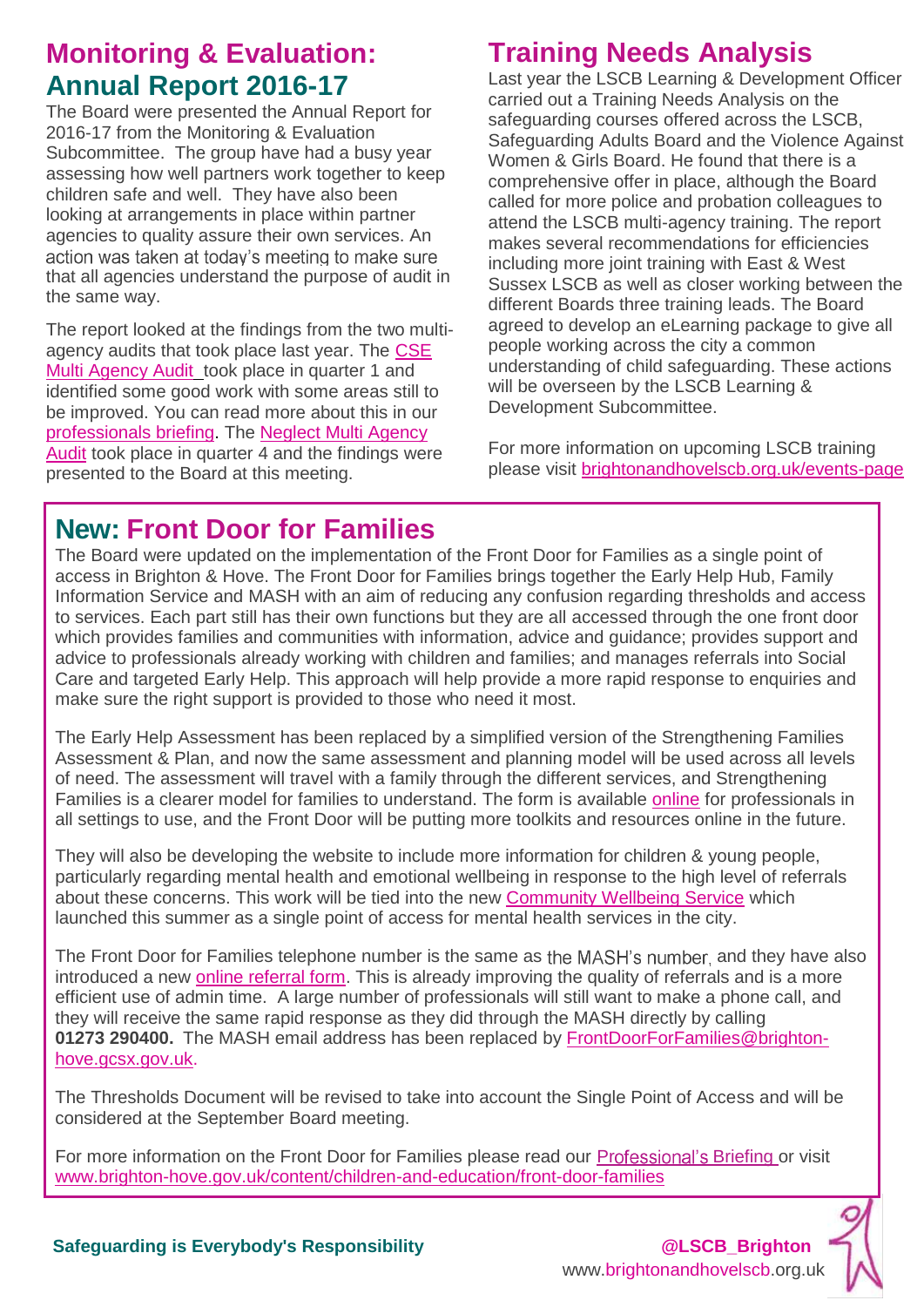## Monitoring & Evaluation: Annual Report 2016-17

The Board were presented the Annual Report for 2016-17 from the Monitoring & Evaluation Subcommittee. The group have had a busy year assessing how well partners work together to keep children safe and well. They have also been looking at arrangements in place within partner agencies to quality assure their own services. An action was taken at today's meeting to make sure that all agencies understand the purpose of audit in the same way.

The report looked at the findings from the two multi-agency audits that took place last year. The CSE Multi Agency Audit took place in quarter 1 and identified some good work with some areas still to be improved. You can read more about this in our professionals briefing. The Neglect Multi Agency Audit took place in quarter 4 and the findings were presented to the Board at this meeting.

## Training Needs Analysis

Last year the LSCB Learning & Development Officer carried out a Training Needs Analysis on the safeguarding courses offered across the LSCB, Safeguarding Adults Board and the Violence Against Women & Girls Board. He found that there is a comprehensive offer in place, although the Board called for more police and probation colleagues to attend the LSCB multi-agency training. The report makes several recommendations for efficiencies including more joint training with East & West Sussex LSCB as well as closer working between the different Boards three training leads. The Board agreed to develop an eLearning package to give all people working across the city a common understanding of child safeguarding. These actions will be overseen by the LSCB Learning & Development Subcommittee.

For more information on upcoming LSCB training please visit brightonandhovelscb.org.uk/events-page

## New: Front Door for Families

The Board were updated on the implementation of the Front Door for Families as a single point of access in Brighton & Hove. The Front Door for Families brings together the Early Help Hub, Family Information Service and MASH with an aim of reducing any confusion regarding thresholds and access to services. Each part still has their own functions but they are all accessed through the one front door which provides families and communities with information, advice and guidance; provides support and advice to professionals already working with children and families; and manages referrals into Social Care and targeted Early Help. This approach will help provide a more rapid response to enquiries and make sure the right support is provided to those who need it most.

The Early Help Assessment has been replaced by a simplified version of the Strengthening Families Assessment & Plan, and now the same assessment and planning model will be used across all levels of need. The assessment will travel with a family through the different services, and Strengthening Families is a clearer model for families to understand. The form is available online for professionals in all settings to use, and the Front Door will be putting more toolkits and resources online in the future.

They will also be developing the website to include more information for children & young people, particularly regarding mental health and emotional wellbeing in response to the high level of referrals about these concerns. This work will be tied into the new Community Wellbeing Service which launched this summer as a single point of access for mental health services in the city.

The Front Door for Families telephone number is the same as the MASH's number, and they have also introduced a new online referral form. This is already improving the quality of referrals and is a more efficient use of admin time. A large number of professionals will still want to make a phone call, and they will receive the same rapid response as they did through the MASH directly by calling **01273 290400.** The MASH email address has been replaced by FrontDoorForFamilies@brighton-hove.gcsx.gov.uk.

The Thresholds Document will be revised to take into account the Single Point of Access and will be considered at the September Board meeting.

For more information on the Front Door for Families please read our Professional's Briefing or visit www.brighton-hove.gov.uk/content/children-and-education/front-door-families

**Safeguarding is Everybody's Responsibility**

**@LSCB_Brighton**
www.brightonandhovelscb.org.uk